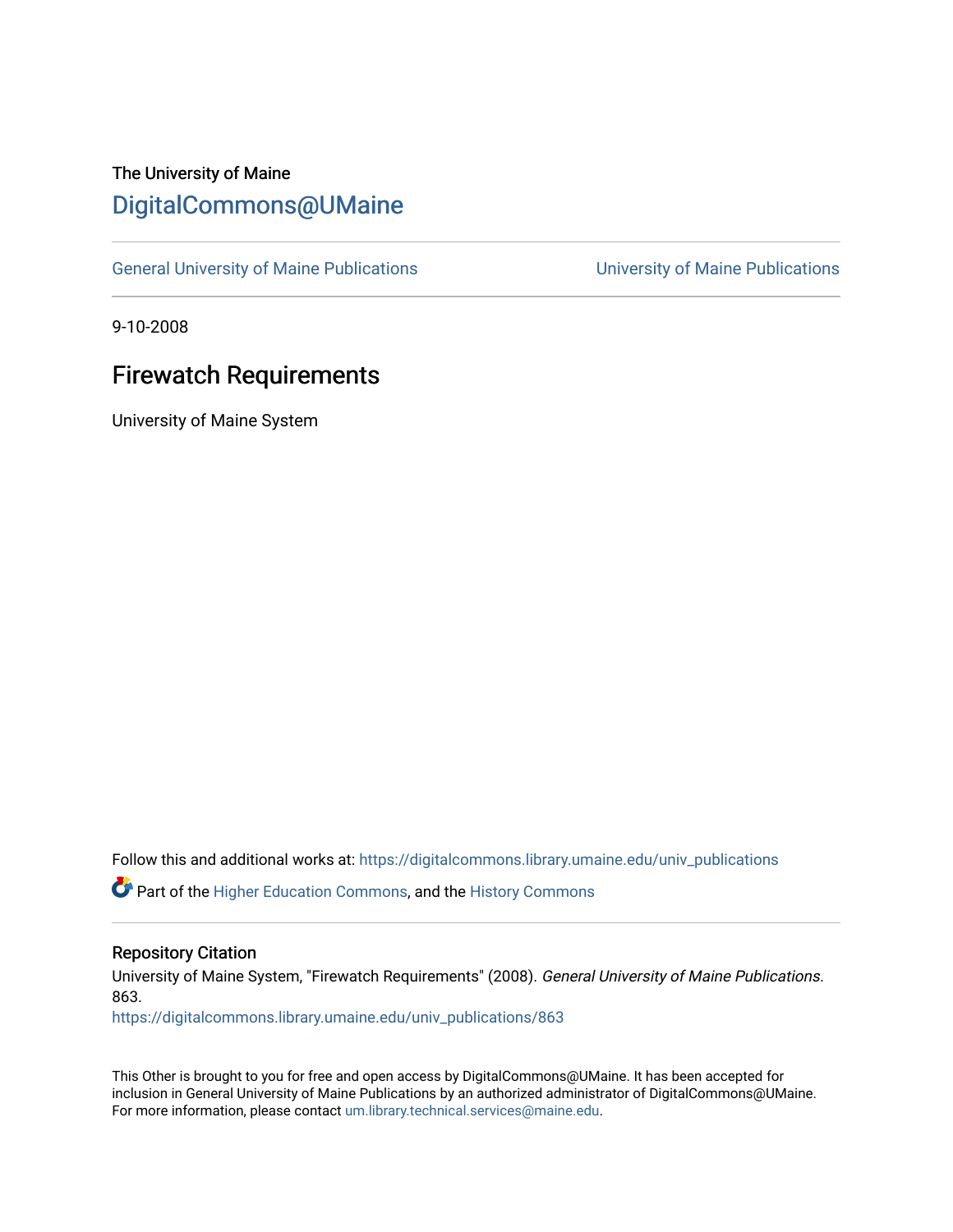The University of Maine

# DigitalCommons@UMaine

General University of Maine Publications | University of Maine Publications

9-10-2008

## Firewatch Requirements

University of Maine System

Follow this and additional works at: https://digitalcommons.library.umaine.edu/univ_publications

Part of the Higher Education Commons, and the History Commons

### Repository Citation

University of Maine System, "Firewatch Requirements" (2008). *General University of Maine Publications*. 863.
https://digitalcommons.library.umaine.edu/univ_publications/863

This Other is brought to you for free and open access by DigitalCommons@UMaine. It has been accepted for inclusion in General University of Maine Publications by an authorized administrator of DigitalCommons@UMaine. For more information, please contact um.library.technical.services@maine.edu.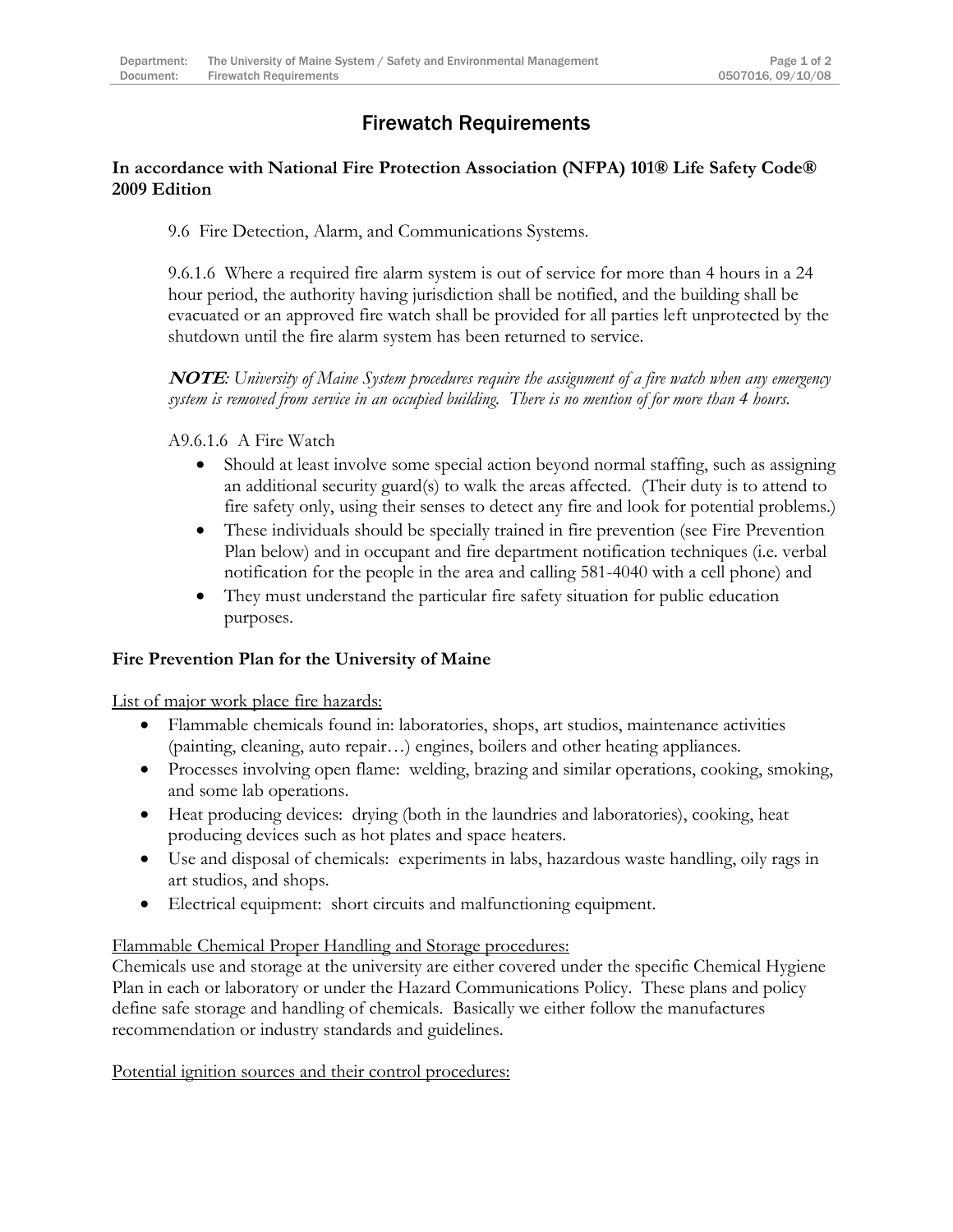# Firewatch Requirements

**In accordance with National Fire Protection Association (NFPA) 101® Life Safety Code® 2009 Edition**

9.6 Fire Detection, Alarm, and Communications Systems.

9.6.1.6 Where a required fire alarm system is out of service for more than 4 hours in a 24 hour period, the authority having jurisdiction shall be notified, and the building shall be evacuated or an approved fire watch shall be provided for all parties left unprotected by the shutdown until the fire alarm system has been returned to service.

***NOTE**: University of Maine System procedures require the assignment of a fire watch when any emergency system is removed from service in an occupied building. There is no mention of for more than 4 hours.*

A9.6.1.6 A Fire Watch

- Should at least involve some special action beyond normal staffing, such as assigning an additional security guard(s) to walk the areas affected. (Their duty is to attend to fire safety only, using their senses to detect any fire and look for potential problems.)
- These individuals should be specially trained in fire prevention (see Fire Prevention Plan below) and in occupant and fire department notification techniques (i.e. verbal notification for the people in the area and calling 581-4040 with a cell phone) and
- They must understand the particular fire safety situation for public education purposes.

**Fire Prevention Plan for the University of Maine**

<u>List of major work place fire hazards:</u>

- Flammable chemicals found in: laboratories, shops, art studios, maintenance activities (painting, cleaning, auto repair…) engines, boilers and other heating appliances.
- Processes involving open flame: welding, brazing and similar operations, cooking, smoking, and some lab operations.
- Heat producing devices: drying (both in the laundries and laboratories), cooking, heat producing devices such as hot plates and space heaters.
- Use and disposal of chemicals: experiments in labs, hazardous waste handling, oily rags in art studios, and shops.
- Electrical equipment: short circuits and malfunctioning equipment.

<u>Flammable Chemical Proper Handling and Storage procedures:</u>
Chemicals use and storage at the university are either covered under the specific Chemical Hygiene Plan in each or laboratory or under the Hazard Communications Policy. These plans and policy define safe storage and handling of chemicals. Basically we either follow the manufactures recommendation or industry standards and guidelines.

<u>Potential ignition sources and their control procedures:</u>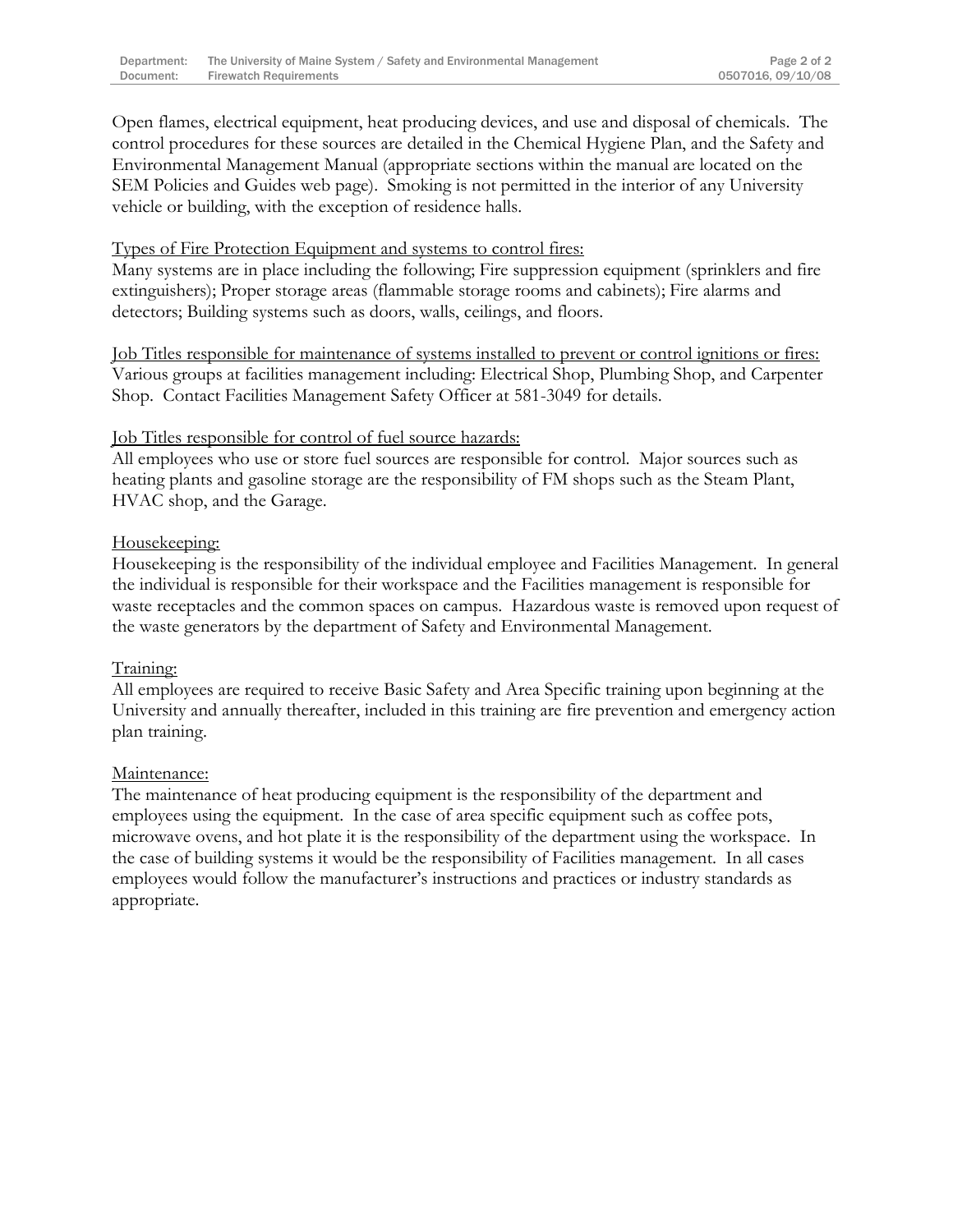Open flames, electrical equipment, heat producing devices, and use and disposal of chemicals. The control procedures for these sources are detailed in the Chemical Hygiene Plan, and the Safety and Environmental Management Manual (appropriate sections within the manual are located on the SEM Policies and Guides web page). Smoking is not permitted in the interior of any University vehicle or building, with the exception of residence halls.

<u>Types of Fire Protection Equipment and systems to control fires:</u>
Many systems are in place including the following; Fire suppression equipment (sprinklers and fire extinguishers); Proper storage areas (flammable storage rooms and cabinets); Fire alarms and detectors; Building systems such as doors, walls, ceilings, and floors.

<u>Job Titles responsible for maintenance of systems installed to prevent or control ignitions or fires:</u>
Various groups at facilities management including: Electrical Shop, Plumbing Shop, and Carpenter Shop. Contact Facilities Management Safety Officer at 581-3049 for details.

<u>Job Titles responsible for control of fuel source hazards:</u>
All employees who use or store fuel sources are responsible for control. Major sources such as heating plants and gasoline storage are the responsibility of FM shops such as the Steam Plant, HVAC shop, and the Garage.

<u>Housekeeping:</u>
Housekeeping is the responsibility of the individual employee and Facilities Management. In general the individual is responsible for their workspace and the Facilities management is responsible for waste receptacles and the common spaces on campus. Hazardous waste is removed upon request of the waste generators by the department of Safety and Environmental Management.

<u>Training:</u>
All employees are required to receive Basic Safety and Area Specific training upon beginning at the University and annually thereafter, included in this training are fire prevention and emergency action plan training.

<u>Maintenance:</u>
The maintenance of heat producing equipment is the responsibility of the department and employees using the equipment. In the case of area specific equipment such as coffee pots, microwave ovens, and hot plate it is the responsibility of the department using the workspace. In the case of building systems it would be the responsibility of Facilities management. In all cases employees would follow the manufacturer's instructions and practices or industry standards as appropriate.